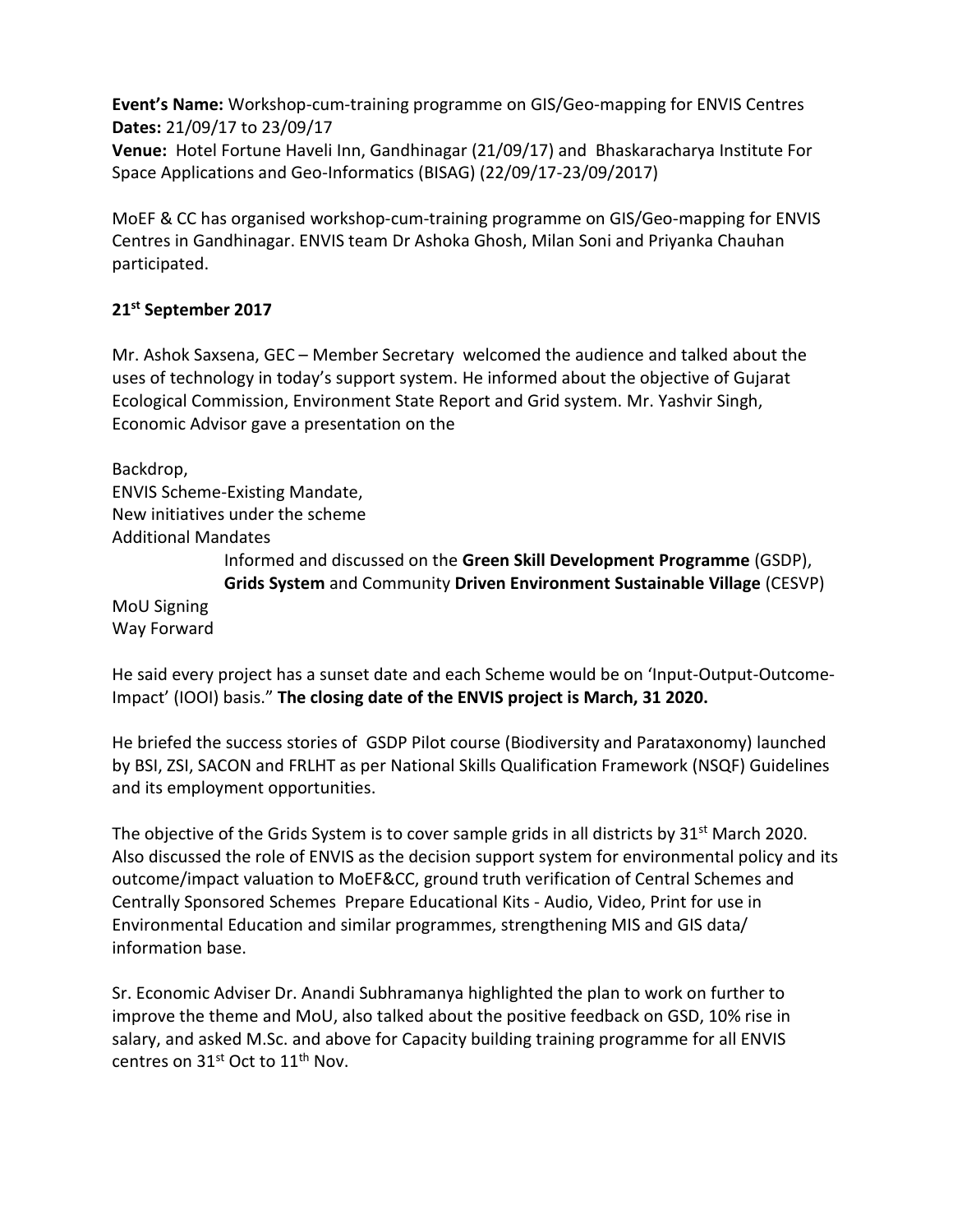**Event's Name:** Workshop-cum-training programme on GIS/Geo-mapping for ENVIS Centres
**Dates:** 21/09/17 to 23/09/17
**Venue:** Hotel Fortune Haveli Inn, Gandhinagar (21/09/17) and Bhaskaracharya Institute For Space Applications and Geo-Informatics (BISAG) (22/09/17-23/09/2017)

MoEF & CC has organised workshop-cum-training programme on GIS/Geo-mapping for ENVIS Centres in Gandhinagar. ENVIS team Dr Ashoka Ghosh, Milan Soni and Priyanka Chauhan participated.

**21st September 2017**

Mr. Ashok Saxsena, GEC – Member Secretary welcomed the audience and talked about the uses of technology in today's support system. He informed about the objective of Gujarat Ecological Commission, Environment State Report and Grid system. Mr. Yashvir Singh, Economic Advisor gave a presentation on the

Backdrop,
ENVIS Scheme-Existing Mandate,
New initiatives under the scheme
Additional Mandates

> Informed and discussed on the **Green Skill Development Programme** (GSDP), **Grids System** and Community **Driven Environment Sustainable Village** (CESVP)

MoU Signing
Way Forward

He said every project has a sunset date and each Scheme would be on 'Input-Output-Outcome-Impact' (IOOI) basis." **The closing date of the ENVIS project is March, 31 2020.**

He briefed the success stories of GSDP Pilot course (Biodiversity and Parataxonomy) launched by BSI, ZSI, SACON and FRLHT as per National Skills Qualification Framework (NSQF) Guidelines and its employment opportunities.

The objective of the Grids System is to cover sample grids in all districts by 31st March 2020. Also discussed the role of ENVIS as the decision support system for environmental policy and its outcome/impact valuation to MoEF&CC, ground truth verification of Central Schemes and Centrally Sponsored Schemes Prepare Educational Kits - Audio, Video, Print for use in Environmental Education and similar programmes, strengthening MIS and GIS data/ information base.

Sr. Economic Adviser Dr. Anandi Subhramanya highlighted the plan to work on further to improve the theme and MoU, also talked about the positive feedback on GSD, 10% rise in salary, and asked M.Sc. and above for Capacity building training programme for all ENVIS centres on 31st Oct to 11th Nov.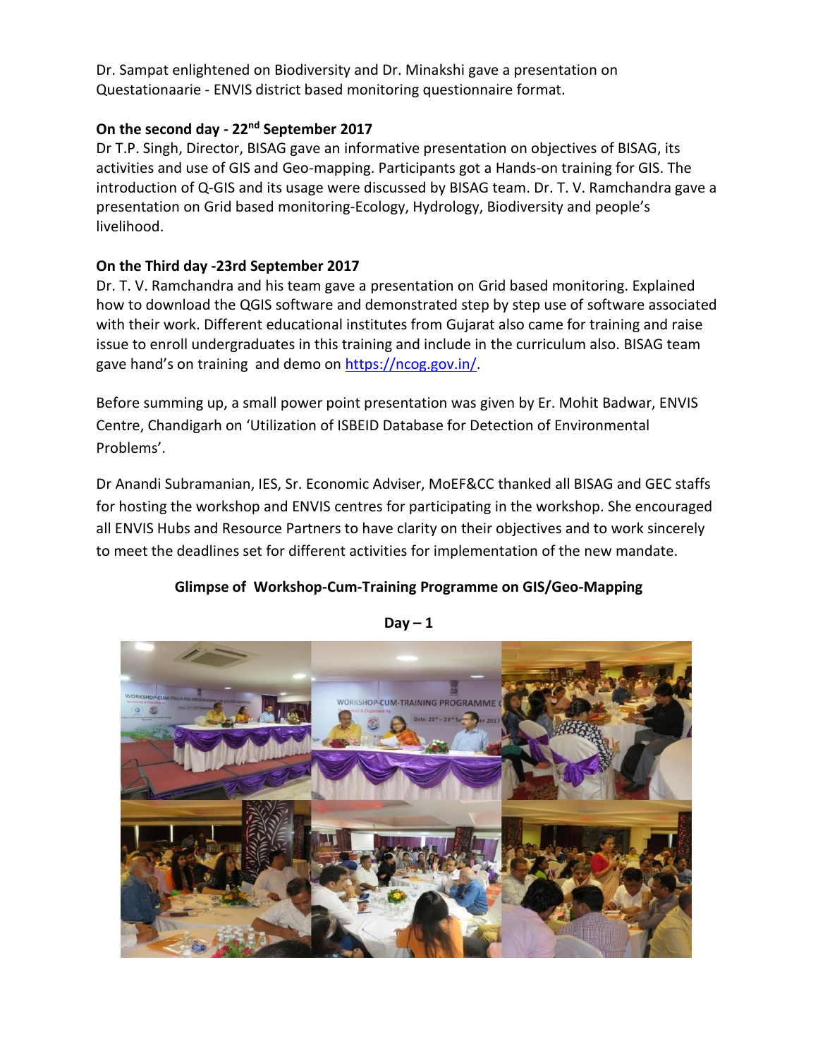Dr. Sampat enlightened on Biodiversity and Dr. Minakshi gave a presentation on Questationaarie - ENVIS district based monitoring questionnaire format.

**On the second day - 22nd September 2017**

Dr T.P. Singh, Director, BISAG gave an informative presentation on objectives of BISAG, its activities and use of GIS and Geo-mapping. Participants got a Hands-on training for GIS. The introduction of Q-GIS and its usage were discussed by BISAG team. Dr. T. V. Ramchandra gave a presentation on Grid based monitoring-Ecology, Hydrology, Biodiversity and people's livelihood.

**On the Third day -23rd September 2017**

Dr. T. V. Ramchandra and his team gave a presentation on Grid based monitoring. Explained how to download the QGIS software and demonstrated step by step use of software associated with their work. Different educational institutes from Gujarat also came for training and raise issue to enroll undergraduates in this training and include in the curriculum also. BISAG team gave hand's on training and demo on [https://ncog.gov.in/](https://ncog.gov.in/).

Before summing up, a small power point presentation was given by Er. Mohit Badwar, ENVIS Centre, Chandigarh on 'Utilization of ISBEID Database for Detection of Environmental Problems'.

Dr Anandi Subramanian, IES, Sr. Economic Adviser, MoEF&CC thanked all BISAG and GEC staffs for hosting the workshop and ENVIS centres for participating in the workshop. She encouraged all ENVIS Hubs and Resource Partners to have clarity on their objectives and to work sincerely to meet the deadlines set for different activities for implementation of the new mandate.

**Glimpse of Workshop-Cum-Training Programme on GIS/Geo-Mapping**

**Day – 1**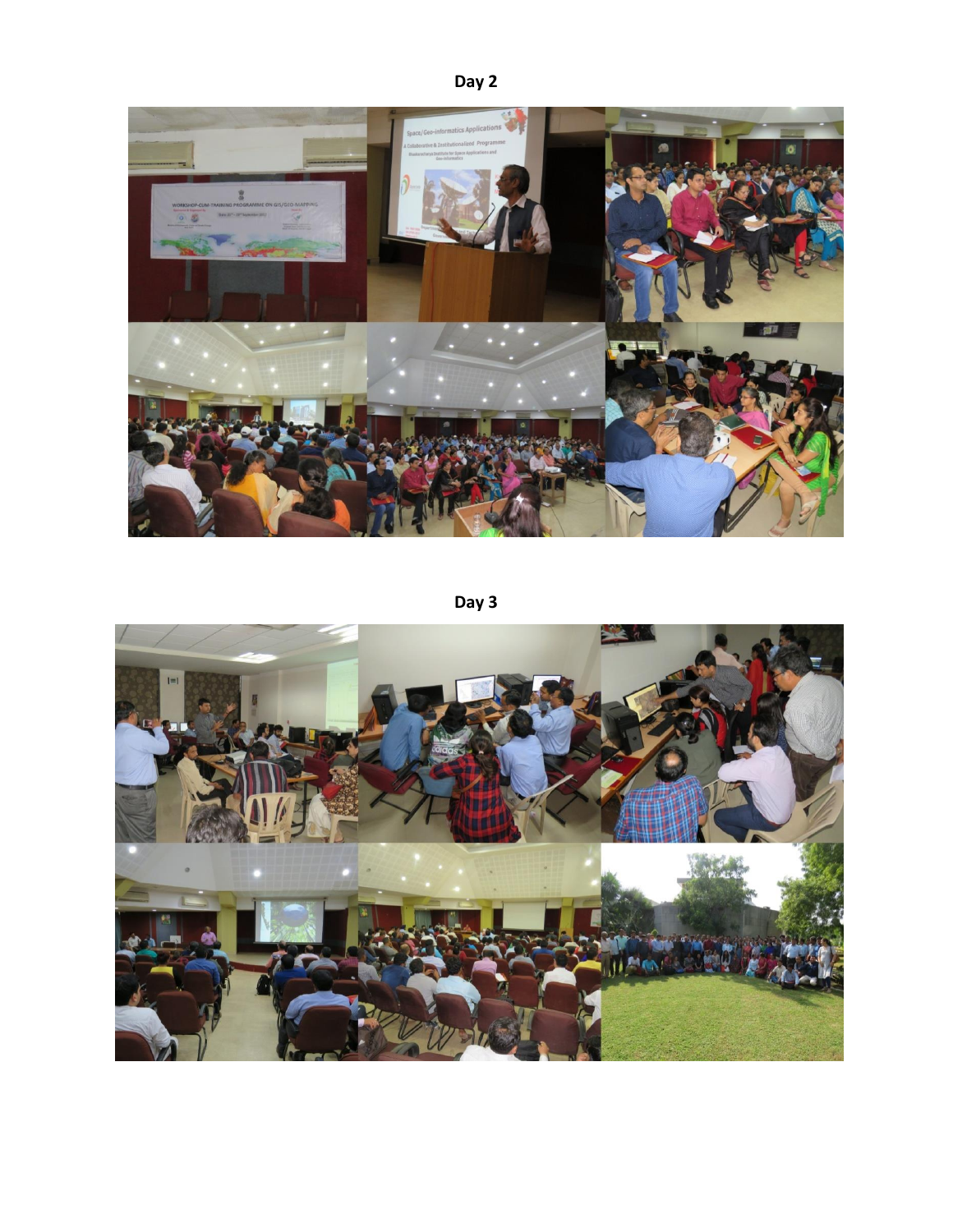**Day 2**

**Day 3**